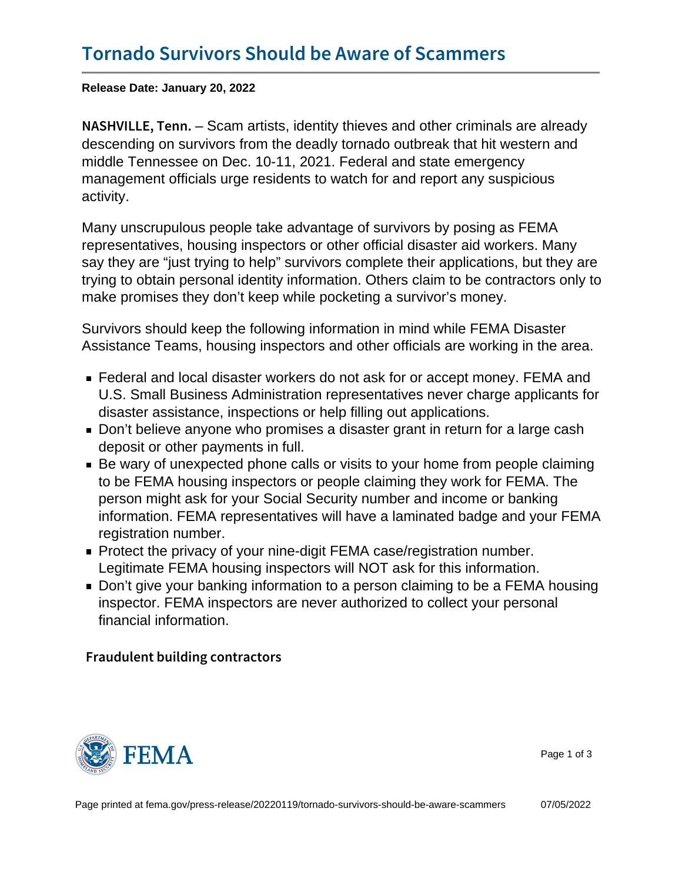# Tornado Survivors Should be Aware of Scammers

**Release Date: January 20, 2022**

**NASHVILLE, Tenn.** – Scam artists, identity thieves and other criminals are already descending on survivors from the deadly tornado outbreak that hit western and middle Tennessee on Dec. 10-11, 2021. Federal and state emergency management officials urge residents to watch for and report any suspicious activity.

Many unscrupulous people take advantage of survivors by posing as FEMA representatives, housing inspectors or other official disaster aid workers. Many say they are "just trying to help" survivors complete their applications, but they are trying to obtain personal identity information. Others claim to be contractors only to make promises they don't keep while pocketing a survivor's money.

Survivors should keep the following information in mind while FEMA Disaster Assistance Teams, housing inspectors and other officials are working in the area.

- Federal and local disaster workers do not ask for or accept money. FEMA and U.S. Small Business Administration representatives never charge applicants for disaster assistance, inspections or help filling out applications.
- Don't believe anyone who promises a disaster grant in return for a large cash deposit or other payments in full.
- Be wary of unexpected phone calls or visits to your home from people claiming to be FEMA housing inspectors or people claiming they work for FEMA. The person might ask for your Social Security number and income or banking information. FEMA representatives will have a laminated badge and your FEMA registration number.
- Protect the privacy of your nine-digit FEMA case/registration number. Legitimate FEMA housing inspectors will NOT ask for this information.
- Don't give your banking information to a person claiming to be a FEMA housing inspector. FEMA inspectors are never authorized to collect your personal financial information.

### Fraudulent building contractors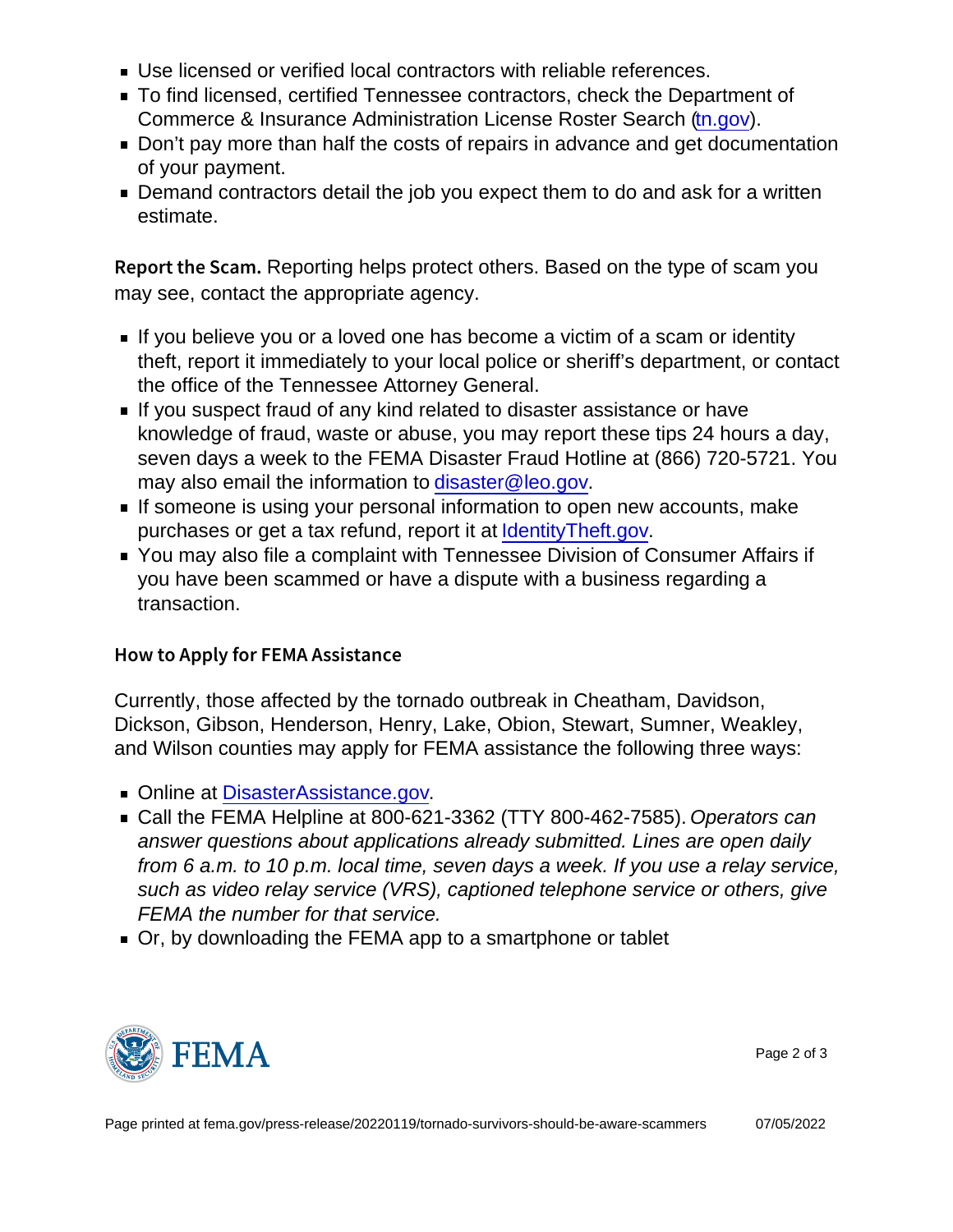- Use licensed or verified local contractors with reliable references.
- To find licensed, certified Tennessee contractors, check the Department of Commerce & Insurance Administration License Roster Search (tn.gov).
- Don't pay more than half the costs of repairs in advance and get documentation of your payment.
- Demand contractors detail the job you expect them to do and ask for a written estimate.

**Report the Scam.** Reporting helps protect others. Based on the type of scam you may see, contact the appropriate agency.

- If you believe you or a loved one has become a victim of a scam or identity theft, report it immediately to your local police or sheriff's department, or contact the office of the Tennessee Attorney General.
- If you suspect fraud of any kind related to disaster assistance or have knowledge of fraud, waste or abuse, you may report these tips 24 hours a day, seven days a week to the FEMA Disaster Fraud Hotline at (866) 720-5721. You may also email the information to disaster@leo.gov.
- If someone is using your personal information to open new accounts, make purchases or get a tax refund, report it at IdentityTheft.gov.
- You may also file a complaint with Tennessee Division of Consumer Affairs if you have been scammed or have a dispute with a business regarding a transaction.

## How to Apply for FEMA Assistance

Currently, those affected by the tornado outbreak in Cheatham, Davidson, Dickson, Gibson, Henderson, Henry, Lake, Obion, Stewart, Sumner, Weakley, and Wilson counties may apply for FEMA assistance the following three ways:

- Online at DisasterAssistance.gov.
- Call the FEMA Helpline at 800-621-3362 (TTY 800-462-7585). *Operators can answer questions about applications already submitted. Lines are open daily from 6 a.m. to 10 p.m. local time, seven days a week. If you use a relay service, such as video relay service (VRS), captioned telephone service or others, give FEMA the number for that service.*
- Or, by downloading the FEMA app to a smartphone or tablet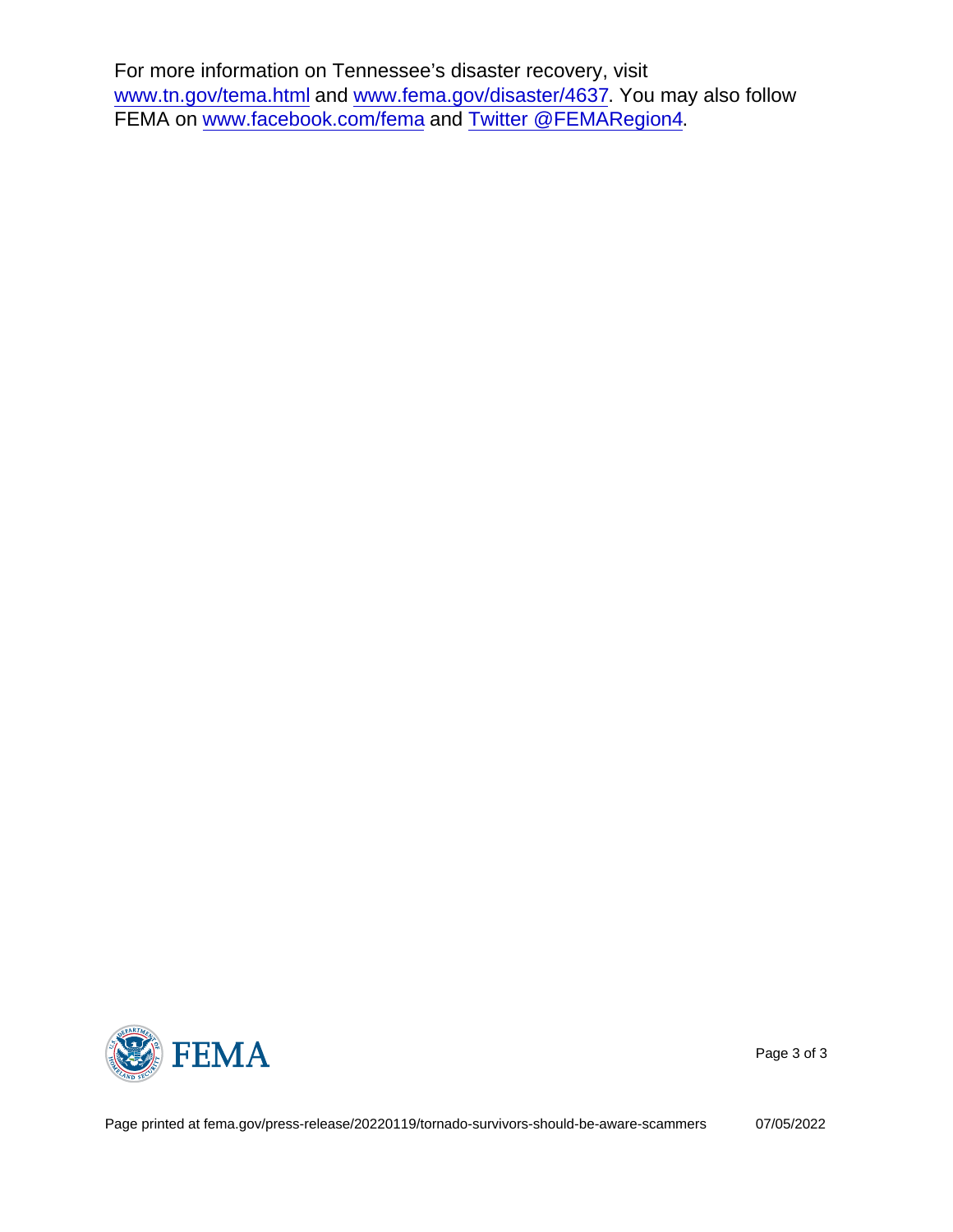For more information on Tennessee's disaster recovery, visit [www.tn.gov/tema.html](http://www.tn.gov/tema.html) and [www.fema.gov/disaster/4637](http://www.fema.gov/disaster/4637). You may also follow FEMA on [www.facebook.com/fema](http://www.facebook.com/fema) and [Twitter @FEMARegion4](https://twitter.com/FEMARegion4).